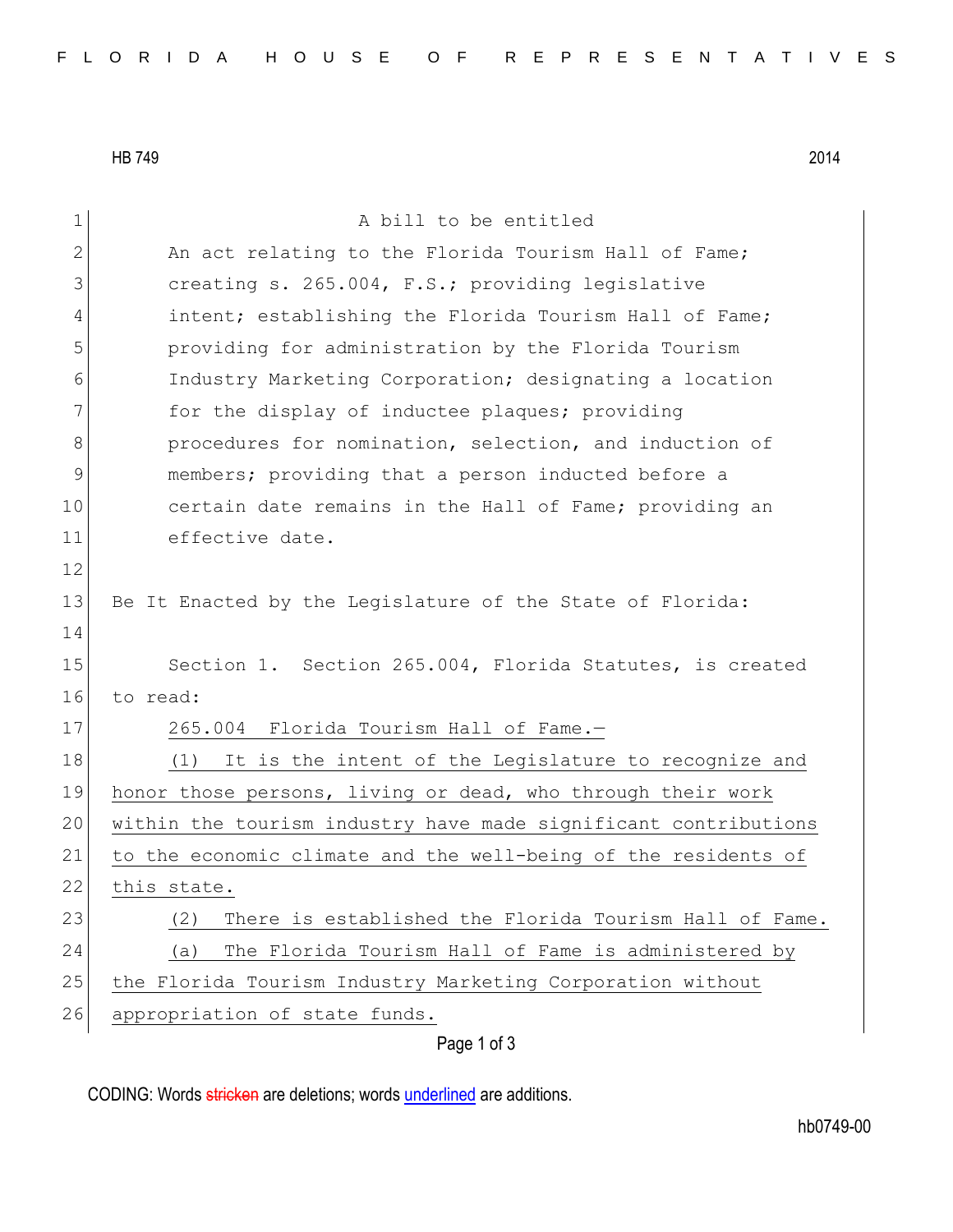HB 749 2014

A bill to be entitled

An act relating to the Florida Tourism Hall of Fame; creating s. 265.004, F.S.; providing legislative intent; establishing the Florida Tourism Hall of Fame; providing for administration by the Florida Tourism Industry Marketing Corporation; designating a location for the display of inductee plaques; providing procedures for nomination, selection, and induction of members; providing that a person inducted before a certain date remains in the Hall of Fame; providing an effective date.

Be It Enacted by the Legislature of the State of Florida:

Section 1. Section 265.004, Florida Statutes, is created to read:

265.004 Florida Tourism Hall of Fame.—

(1) It is the intent of the Legislature to recognize and honor those persons, living or dead, who through their work within the tourism industry have made significant contributions to the economic climate and the well-being of the residents of this state.

(2) There is established the Florida Tourism Hall of Fame.

(a) The Florida Tourism Hall of Fame is administered by the Florida Tourism Industry Marketing Corporation without appropriation of state funds.

CODING: Words stricken are deletions; words underlined are additions.

hb0749-00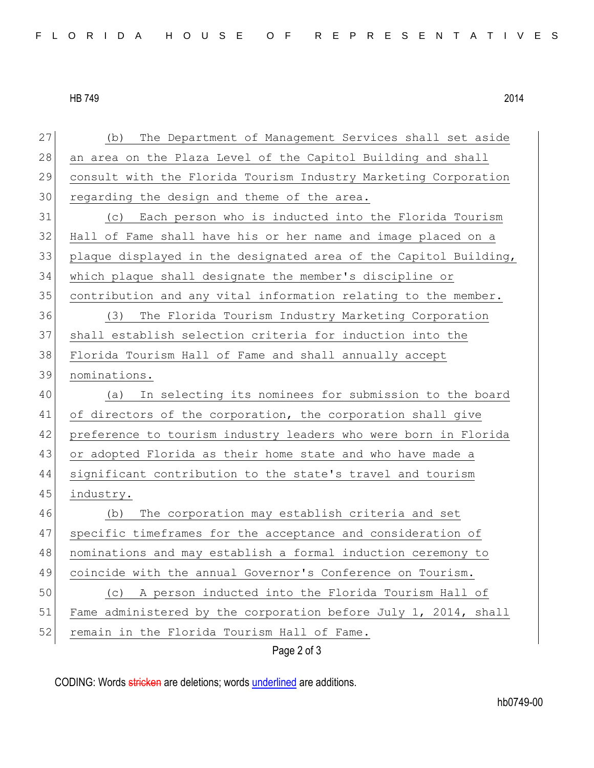(b) The Department of Management Services shall set aside an area on the Plaza Level of the Capitol Building and shall consult with the Florida Tourism Industry Marketing Corporation regarding the design and theme of the area.

(c) Each person who is inducted into the Florida Tourism Hall of Fame shall have his or her name and image placed on a plaque displayed in the designated area of the Capitol Building, which plaque shall designate the member's discipline or contribution and any vital information relating to the member.

(3) The Florida Tourism Industry Marketing Corporation shall establish selection criteria for induction into the Florida Tourism Hall of Fame and shall annually accept nominations.

(a) In selecting its nominees for submission to the board of directors of the corporation, the corporation shall give preference to tourism industry leaders who were born in Florida or adopted Florida as their home state and who have made a significant contribution to the state's travel and tourism industry.

(b) The corporation may establish criteria and set specific timeframes for the acceptance and consideration of nominations and may establish a formal induction ceremony to coincide with the annual Governor's Conference on Tourism.

(c) A person inducted into the Florida Tourism Hall of Fame administered by the corporation before July 1, 2014, shall remain in the Florida Tourism Hall of Fame.

CODING: Words stricken are deletions; words underlined are additions.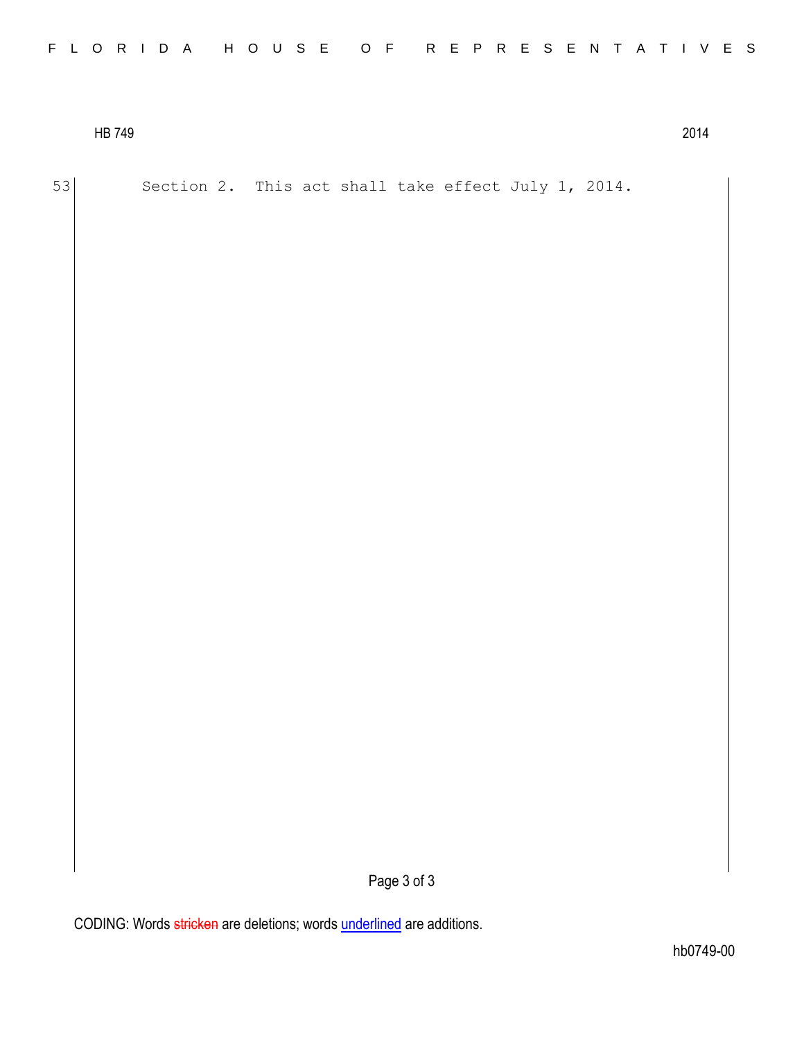53 Section 2. This act shall take effect July 1, 2014.

CODING: Words stricken are deletions; words underlined are additions.